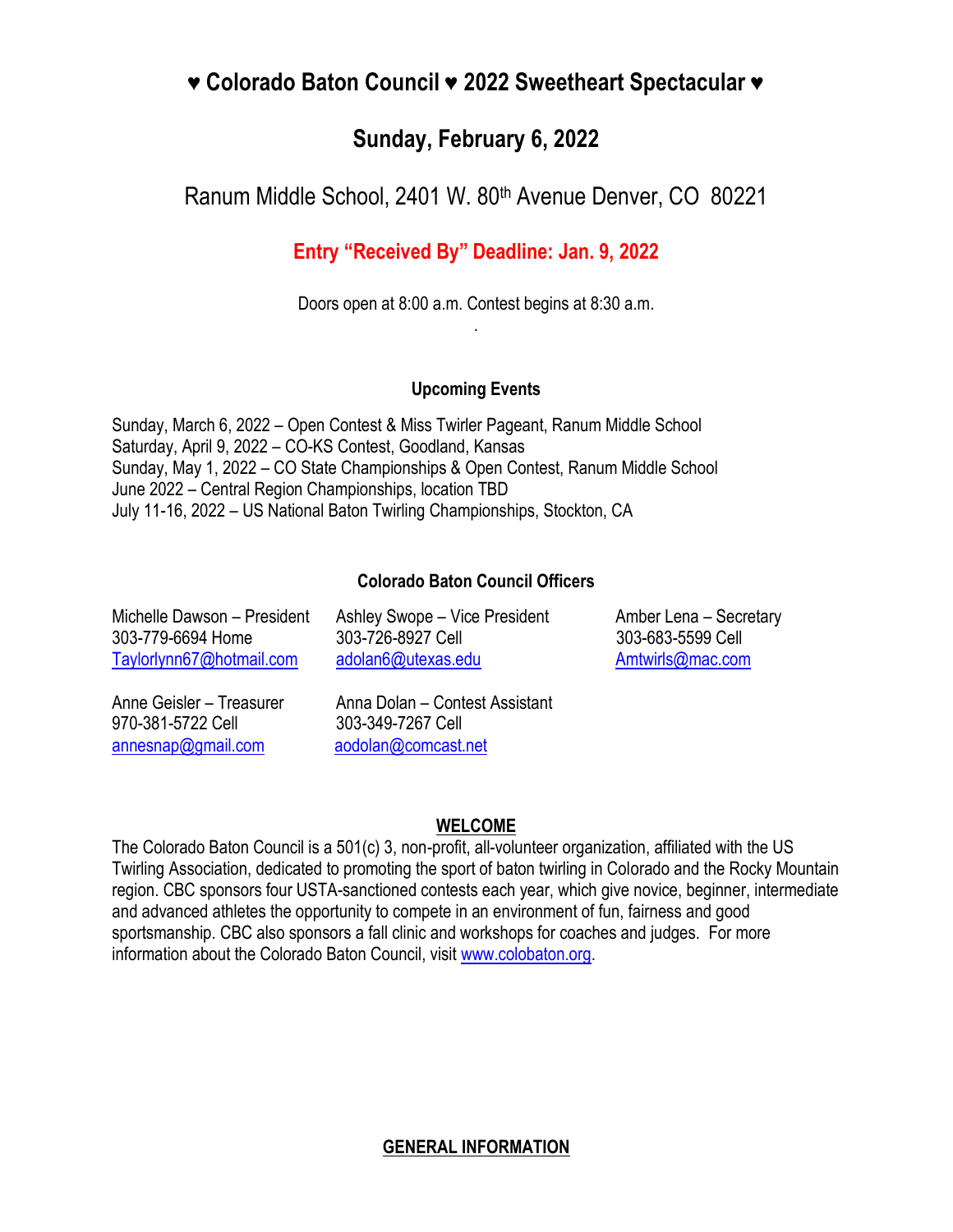# ♥ Colorado Baton Council ♥ 2022 Sweetheart Spectacular ♥

## Sunday, February 6, 2022

Ranum Middle School, 2401 W. 80th Avenue Denver, CO 80221

**Entry "Received By" Deadline: Jan. 9, 2022**

Doors open at 8:00 a.m. Contest begins at 8:30 a.m.

.

### Upcoming Events

Sunday, March 6, 2022 – Open Contest & Miss Twirler Pageant, Ranum Middle School
Saturday, April 9, 2022 – CO-KS Contest, Goodland, Kansas
Sunday, May 1, 2022 – CO State Championships & Open Contest, Ranum Middle School
June 2022 – Central Region Championships, location TBD
July 11-16, 2022 – US National Baton Twirling Championships, Stockton, CA

### Colorado Baton Council Officers

Michelle Dawson – President
303-779-6694 Home
Taylorlynn67@hotmail.com

Ashley Swope – Vice President
303-726-8927 Cell
adolan6@utexas.edu

Amber Lena – Secretary
303-683-5599 Cell
Amtwirls@mac.com

Anne Geisler – Treasurer
970-381-5722 Cell
annesnap@gmail.com

Anna Dolan – Contest Assistant
303-349-7267 Cell
aodolan@comcast.net

### WELCOME

The Colorado Baton Council is a 501(c) 3, non-profit, all-volunteer organization, affiliated with the US Twirling Association, dedicated to promoting the sport of baton twirling in Colorado and the Rocky Mountain region. CBC sponsors four USTA-sanctioned contests each year, which give novice, beginner, intermediate and advanced athletes the opportunity to compete in an environment of fun, fairness and good sportsmanship. CBC also sponsors a fall clinic and workshops for coaches and judges. For more information about the Colorado Baton Council, visit www.colobaton.org.

### GENERAL INFORMATION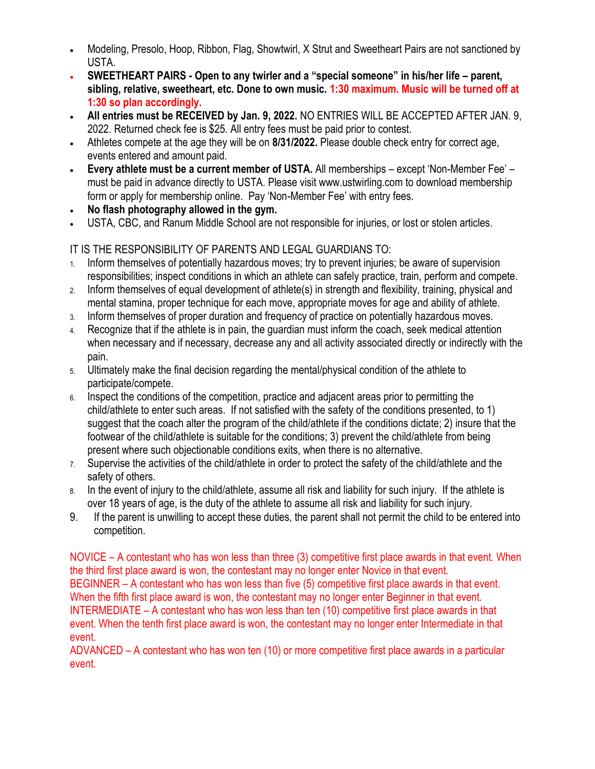- Modeling, Presolo, Hoop, Ribbon, Flag, Showtwirl, X Strut and Sweetheart Pairs are not sanctioned by USTA.
- **SWEETHEART PAIRS - Open to any twirler and a "special someone" in his/her life – parent, sibling, relative, sweetheart, etc. Done to own music. 1:30 maximum. Music will be turned off at 1:30 so plan accordingly.**
- **All entries must be RECEIVED by Jan. 9, 2022.** NO ENTRIES WILL BE ACCEPTED AFTER JAN. 9, 2022. Returned check fee is $25. All entry fees must be paid prior to contest.
- Athletes compete at the age they will be on **8/31/2022.** Please double check entry for correct age, events entered and amount paid.
- **Every athlete must be a current member of USTA.** All memberships – except 'Non-Member Fee' – must be paid in advance directly to USTA. Please visit www.ustwirling.com to download membership form or apply for membership online. Pay 'Non-Member Fee' with entry fees.
- **No flash photography allowed in the gym.**
- USTA, CBC, and Ranum Middle School are not responsible for injuries, or lost or stolen articles.

IT IS THE RESPONSIBILITY OF PARENTS AND LEGAL GUARDIANS TO:

1. Inform themselves of potentially hazardous moves; try to prevent injuries; be aware of supervision responsibilities; inspect conditions in which an athlete can safely practice, train, perform and compete.
2. Inform themselves of equal development of athlete(s) in strength and flexibility, training, physical and mental stamina, proper technique for each move, appropriate moves for age and ability of athlete.
3. Inform themselves of proper duration and frequency of practice on potentially hazardous moves.
4. Recognize that if the athlete is in pain, the guardian must inform the coach, seek medical attention when necessary and if necessary, decrease any and all activity associated directly or indirectly with the pain.
5. Ultimately make the final decision regarding the mental/physical condition of the athlete to participate/compete.
6. Inspect the conditions of the competition, practice and adjacent areas prior to permitting the child/athlete to enter such areas. If not satisfied with the safety of the conditions presented, to 1) suggest that the coach alter the program of the child/athlete if the conditions dictate; 2) insure that the footwear of the child/athlete is suitable for the conditions; 3) prevent the child/athlete from being present where such objectionable conditions exits, when there is no alternative.
7. Supervise the activities of the child/athlete in order to protect the safety of the child/athlete and the safety of others.
8. In the event of injury to the child/athlete, assume all risk and liability for such injury. If the athlete is over 18 years of age, is the duty of the athlete to assume all risk and liability for such injury.
9. If the parent is unwilling to accept these duties, the parent shall not permit the child to be entered into competition.

NOVICE – A contestant who has won less than three (3) competitive first place awards in that event. When the third first place award is won, the contestant may no longer enter Novice in that event.
BEGINNER – A contestant who has won less than five (5) competitive first place awards in that event. When the fifth first place award is won, the contestant may no longer enter Beginner in that event.
INTERMEDIATE – A contestant who has won less than ten (10) competitive first place awards in that event. When the tenth first place award is won, the contestant may no longer enter Intermediate in that event.
ADVANCED – A contestant who has won ten (10) or more competitive first place awards in a particular event.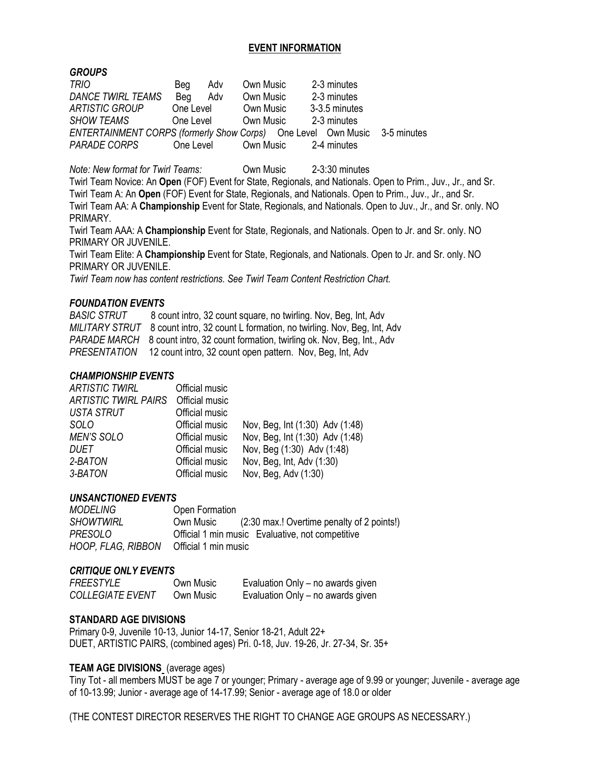## EVENT INFORMATION

### *GROUPS*

| | | | | |
|---|---|---|---|---|
| *TRIO* | Beg | Adv | Own Music | 2-3 minutes |
| *DANCE TWIRL TEAMS* | Beg | Adv | Own Music | 2-3 minutes |
| *ARTISTIC GROUP* | One Level | | Own Music | 3-3.5 minutes |
| *SHOW TEAMS* | One Level | | Own Music | 2-3 minutes |
| *ENTERTAINMENT CORPS (formerly Show Corps)* | One Level | | Own Music | 3-5 minutes |
| *PARADE CORPS* | One Level | | Own Music | 2-4 minutes |

*Note: New format for Twirl Teams:* Own Music 2-3:30 minutes

Twirl Team Novice: An **Open** (FOF) Event for State, Regionals, and Nationals. Open to Prim., Juv., Jr., and Sr.

Twirl Team A: An **Open** (FOF) Event for State, Regionals, and Nationals. Open to Prim., Juv., Jr., and Sr.

Twirl Team AA: A **Championship** Event for State, Regionals, and Nationals. Open to Juv., Jr., and Sr. only. NO PRIMARY.

Twirl Team AAA: A **Championship** Event for State, Regionals, and Nationals. Open to Jr. and Sr. only. NO PRIMARY OR JUVENILE.

Twirl Team Elite: A **Championship** Event for State, Regionals, and Nationals. Open to Jr. and Sr. only. NO PRIMARY OR JUVENILE.

*Twirl Team now has content restrictions. See Twirl Team Content Restriction Chart.*

### *FOUNDATION EVENTS*

| | |
|---|---|
| *BASIC STRUT* | 8 count intro, 32 count square, no twirling. Nov, Beg, Int, Adv |
| *MILITARY STRUT* | 8 count intro, 32 count L formation, no twirling. Nov, Beg, Int, Adv |
| *PARADE MARCH* | 8 count intro, 32 count formation, twirling ok. Nov, Beg, Int., Adv |
| *PRESENTATION* | 12 count intro, 32 count open pattern. Nov, Beg, Int, Adv |

### *CHAMPIONSHIP EVENTS*

| | | |
|---|---|---|
| *ARTISTIC TWIRL* | Official music | |
| *ARTISTIC TWIRL PAIRS* | Official music | |
| *USTA STRUT* | Official music | |
| *SOLO* | Official music | Nov, Beg, Int (1:30) Adv (1:48) |
| *MEN'S SOLO* | Official music | Nov, Beg, Int (1:30) Adv (1:48) |
| *DUET* | Official music | Nov, Beg (1:30) Adv (1:48) |
| *2-BATON* | Official music | Nov, Beg, Int, Adv (1:30) |
| *3-BATON* | Official music | Nov, Beg, Adv (1:30) |

### *UNSANCTIONED EVENTS*

| | | |
|---|---|---|
| *MODELING* | Open Formation | |
| *SHOWTWIRL* | Own Music | (2:30 max.! Overtime penalty of 2 points!) |
| *PRESOLO* | Official 1 min music | Evaluative, not competitive |
| *HOOP, FLAG, RIBBON* | Official 1 min music | |

### *CRITIQUE ONLY EVENTS*

| | | |
|---|---|---|
| *FREESTYLE* | Own Music | Evaluation Only – no awards given |
| *COLLEGIATE EVENT* | Own Music | Evaluation Only – no awards given |

### STANDARD AGE DIVISIONS

Primary 0-9, Juvenile 10-13, Junior 14-17, Senior 18-21, Adult 22+

DUET, ARTISTIC PAIRS, (combined ages) Pri. 0-18, Juv. 19-26, Jr. 27-34, Sr. 35+

### TEAM AGE DIVISIONS (average ages)

Tiny Tot - all members MUST be age 7 or younger; Primary - average age of 9.99 or younger; Juvenile - average age of 10-13.99; Junior - average age of 14-17.99; Senior - average age of 18.0 or older

(THE CONTEST DIRECTOR RESERVES THE RIGHT TO CHANGE AGE GROUPS AS NECESSARY.)